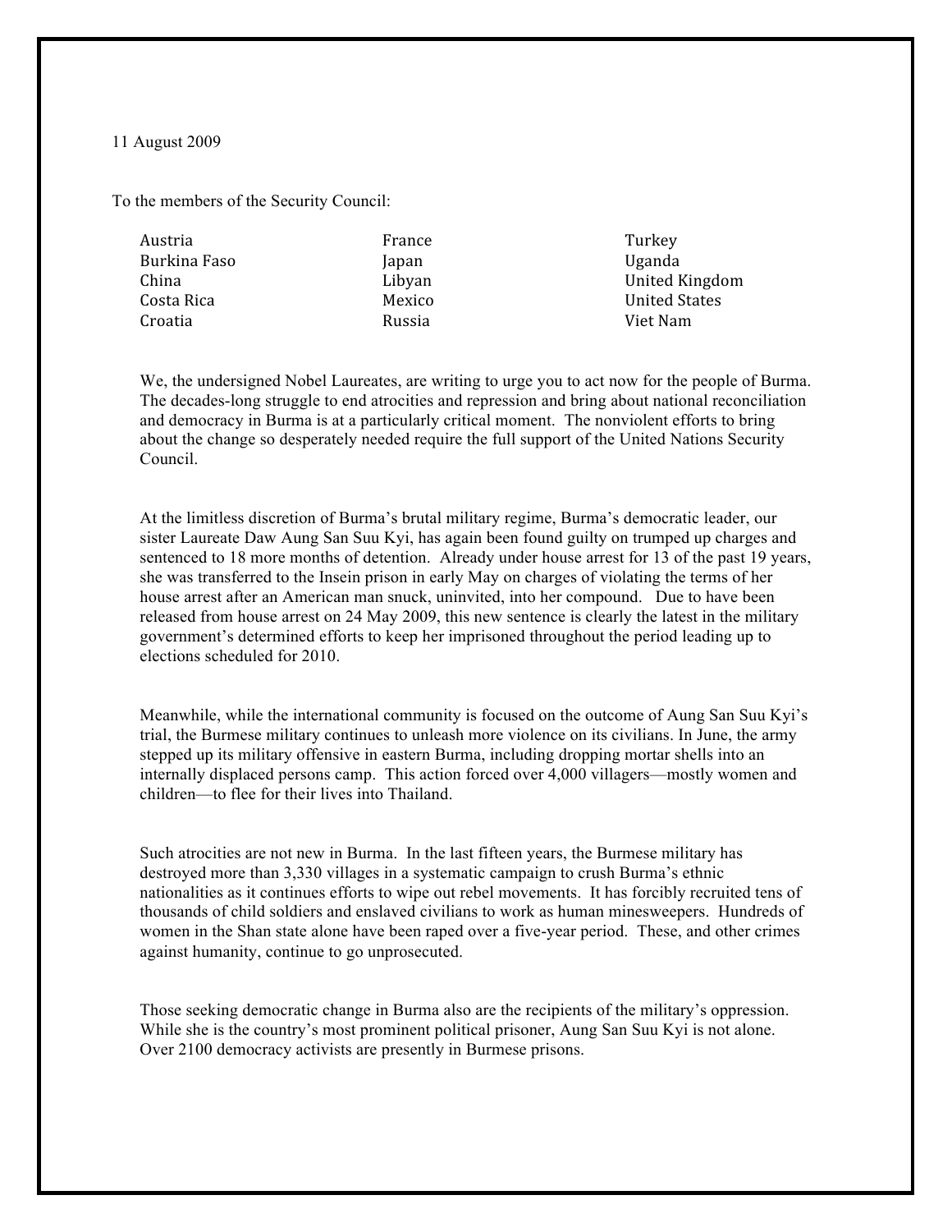11 August 2009

To the members of the Security Council:

| | | |
|---|---|---|
| Austria | France | Turkey |
| Burkina Faso | Japan | Uganda |
| China | Libyan | United Kingdom |
| Costa Rica | Mexico | United States |
| Croatia | Russia | Viet Nam |

We, the undersigned Nobel Laureates, are writing to urge you to act now for the people of Burma. The decades-long struggle to end atrocities and repression and bring about national reconciliation and democracy in Burma is at a particularly critical moment. The nonviolent efforts to bring about the change so desperately needed require the full support of the United Nations Security Council.

At the limitless discretion of Burma's brutal military regime, Burma's democratic leader, our sister Laureate Daw Aung San Suu Kyi, has again been found guilty on trumped up charges and sentenced to 18 more months of detention. Already under house arrest for 13 of the past 19 years, she was transferred to the Insein prison in early May on charges of violating the terms of her house arrest after an American man snuck, uninvited, into her compound. Due to have been released from house arrest on 24 May 2009, this new sentence is clearly the latest in the military government's determined efforts to keep her imprisoned throughout the period leading up to elections scheduled for 2010.

Meanwhile, while the international community is focused on the outcome of Aung San Suu Kyi's trial, the Burmese military continues to unleash more violence on its civilians. In June, the army stepped up its military offensive in eastern Burma, including dropping mortar shells into an internally displaced persons camp. This action forced over 4,000 villagers—mostly women and children—to flee for their lives into Thailand.

Such atrocities are not new in Burma. In the last fifteen years, the Burmese military has destroyed more than 3,330 villages in a systematic campaign to crush Burma's ethnic nationalities as it continues efforts to wipe out rebel movements. It has forcibly recruited tens of thousands of child soldiers and enslaved civilians to work as human minesweepers. Hundreds of women in the Shan state alone have been raped over a five-year period. These, and other crimes against humanity, continue to go unprosecuted.

Those seeking democratic change in Burma also are the recipients of the military's oppression. While she is the country's most prominent political prisoner, Aung San Suu Kyi is not alone. Over 2100 democracy activists are presently in Burmese prisons.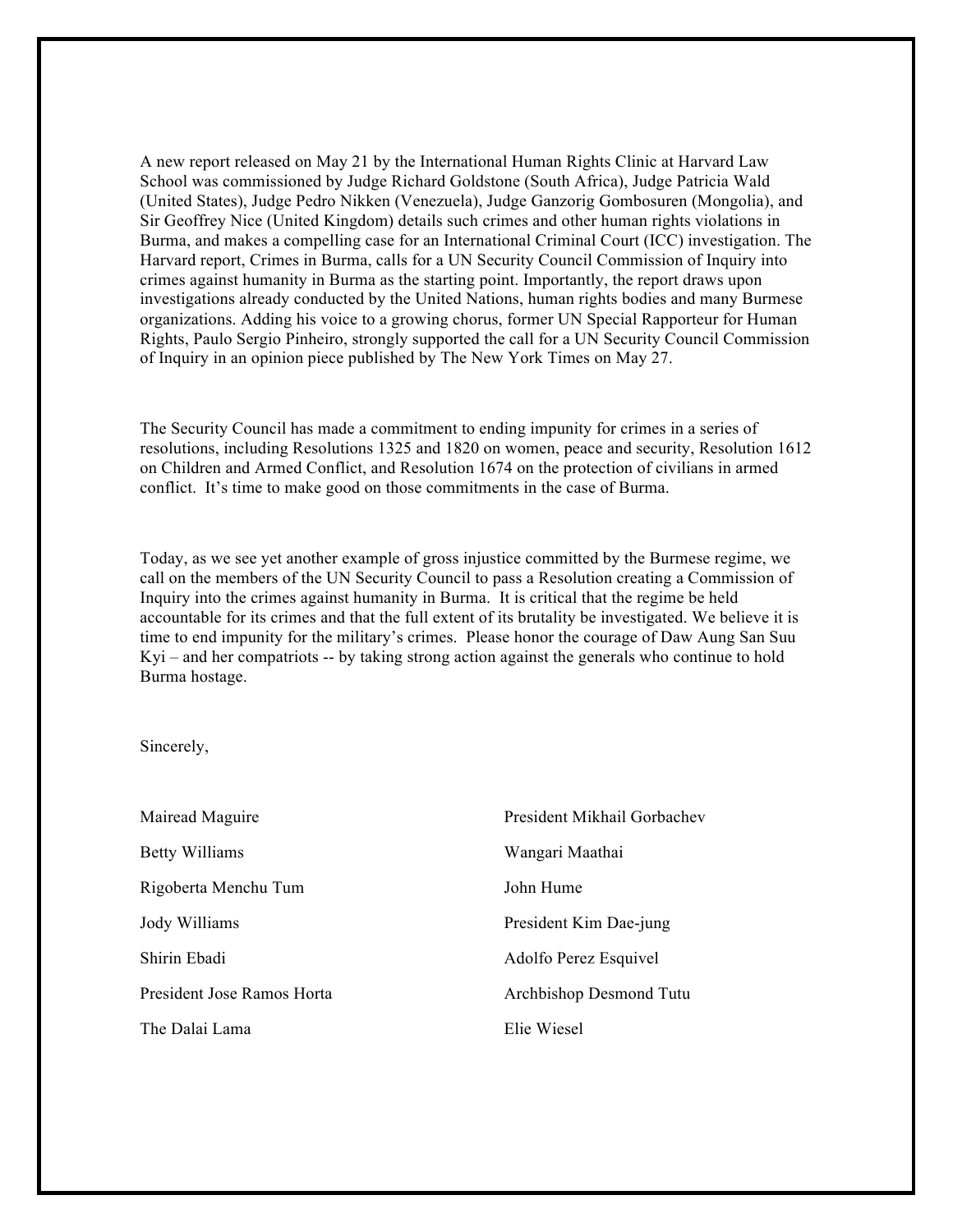A new report released on May 21 by the International Human Rights Clinic at Harvard Law School was commissioned by Judge Richard Goldstone (South Africa), Judge Patricia Wald (United States), Judge Pedro Nikken (Venezuela), Judge Ganzorig Gombosuren (Mongolia), and Sir Geoffrey Nice (United Kingdom) details such crimes and other human rights violations in Burma, and makes a compelling case for an International Criminal Court (ICC) investigation. The Harvard report, Crimes in Burma, calls for a UN Security Council Commission of Inquiry into crimes against humanity in Burma as the starting point. Importantly, the report draws upon investigations already conducted by the United Nations, human rights bodies and many Burmese organizations. Adding his voice to a growing chorus, former UN Special Rapporteur for Human Rights, Paulo Sergio Pinheiro, strongly supported the call for a UN Security Council Commission of Inquiry in an opinion piece published by The New York Times on May 27.

The Security Council has made a commitment to ending impunity for crimes in a series of resolutions, including Resolutions 1325 and 1820 on women, peace and security, Resolution 1612 on Children and Armed Conflict, and Resolution 1674 on the protection of civilians in armed conflict. It's time to make good on those commitments in the case of Burma.

Today, as we see yet another example of gross injustice committed by the Burmese regime, we call on the members of the UN Security Council to pass a Resolution creating a Commission of Inquiry into the crimes against humanity in Burma. It is critical that the regime be held accountable for its crimes and that the full extent of its brutality be investigated. We believe it is time to end impunity for the military's crimes. Please honor the courage of Daw Aung San Suu Kyi – and her compatriots -- by taking strong action against the generals who continue to hold Burma hostage.

Sincerely,

Mairead Maguire

Betty Williams

Rigoberta Menchu Tum

Jody Williams

Shirin Ebadi

President Jose Ramos Horta

The Dalai Lama

President Mikhail Gorbachev

Wangari Maathai

John Hume

President Kim Dae-jung

Adolfo Perez Esquivel

Archbishop Desmond Tutu

Elie Wiesel